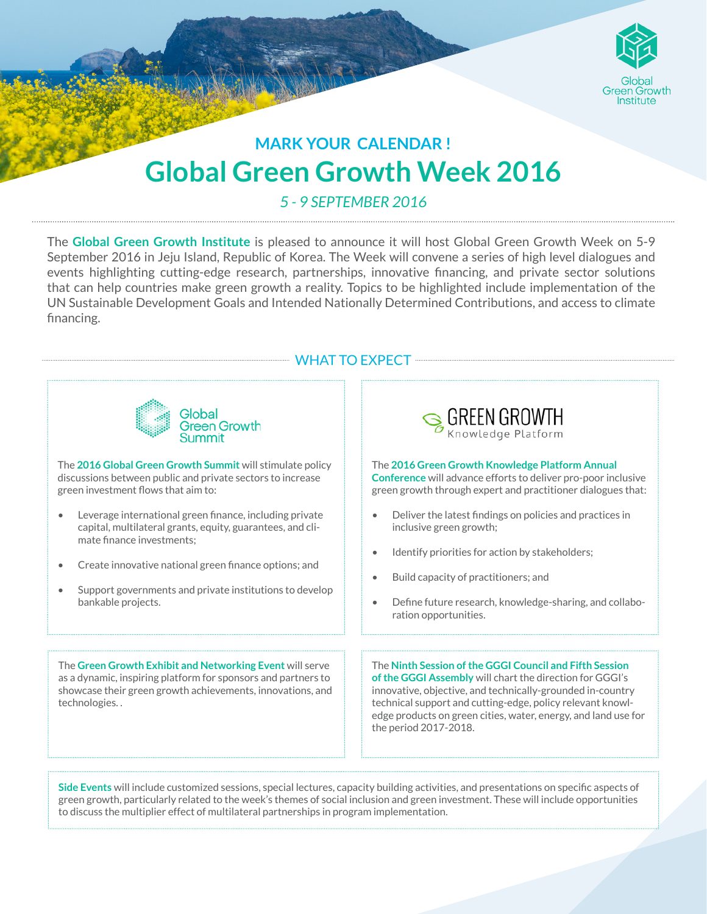Global Green Growth Institute

MARK YOUR CALENDAR !

# Global Green Growth Week 2016

*5 - 9 SEPTEMBER 2016*

The **Global Green Growth Institute** is pleased to announce it will host Global Green Growth Week on 5-9 September 2016 in Jeju Island, Republic of Korea. The Week will convene a series of high level dialogues and events highlighting cutting-edge research, partnerships, innovative financing, and private sector solutions that can help countries make green growth a reality. Topics to be highlighted include implementation of the UN Sustainable Development Goals and Intended Nationally Determined Contributions, and access to climate financing.

## WHAT TO EXPECT

Global Green Growth Summit

The **2016 Global Green Growth Summit** will stimulate policy discussions between public and private sectors to increase green investment flows that aim to:

- Leverage international green finance, including private capital, multilateral grants, equity, guarantees, and climate finance investments;
- Create innovative national green finance options; and
- Support governments and private institutions to develop bankable projects.

GREEN GROWTH Knowledge Platform

The **2016 Green Growth Knowledge Platform Annual Conference** will advance efforts to deliver pro-poor inclusive green growth through expert and practitioner dialogues that:

- Deliver the latest findings on policies and practices in inclusive green growth;
- Identify priorities for action by stakeholders;
- Build capacity of practitioners; and
- Define future research, knowledge-sharing, and collaboration opportunities.

The **Green Growth Exhibit and Networking Event** will serve as a dynamic, inspiring platform for sponsors and partners to showcase their green growth achievements, innovations, and technologies. .

The **Ninth Session of the GGGI Council and Fifth Session of the GGGI Assembly** will chart the direction for GGGI's innovative, objective, and technically-grounded in-country technical support and cutting-edge, policy relevant knowledge products on green cities, water, energy, and land use for the period 2017-2018.

**Side Events** will include customized sessions, special lectures, capacity building activities, and presentations on specific aspects of green growth, particularly related to the week's themes of social inclusion and green investment. These will include opportunities to discuss the multiplier effect of multilateral partnerships in program implementation.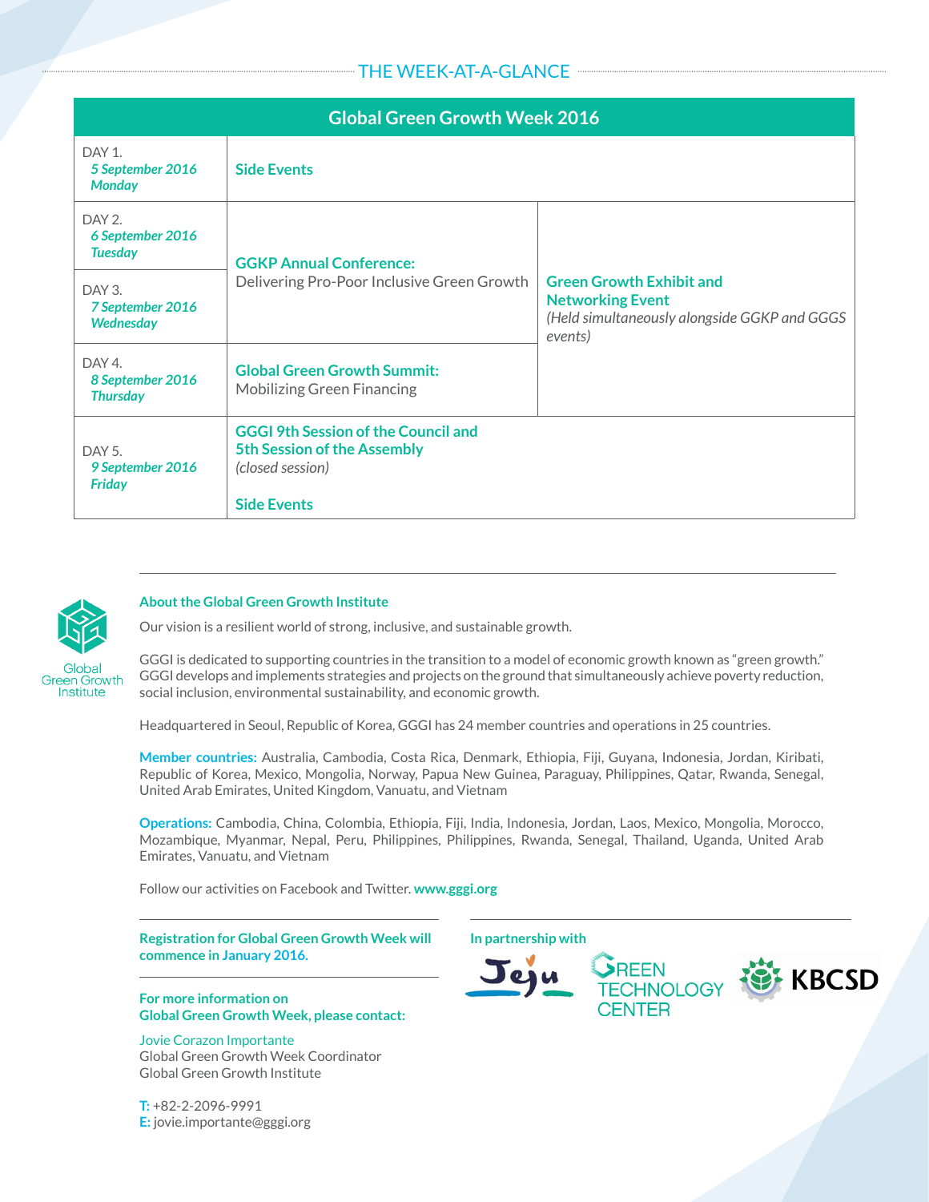## THE WEEK-AT-A-GLANCE

| Global Green Growth Week 2016 | | |
|---|---|---|
| DAY 1. *5 September 2016 Monday* | **Side Events** | |
| DAY 2. *6 September 2016 Tuesday* | **GGKP Annual Conference:** Delivering Pro-Poor Inclusive Green Growth | **Green Growth Exhibit and Networking Event** *(Held simultaneously alongside GGKP and GGGS events)* |
| DAY 3. *7 September 2016 Wednesday* | | |
| DAY 4. *8 September 2016 Thursday* | **Global Green Growth Summit:** Mobilizing Green Financing | |
| DAY 5. *9 September 2016 Friday* | **GGGI 9th Session of the Council and 5th Session of the Assembly** *(closed session)* **Side Events** | |

Global Green Growth Institute

### About the Global Green Growth Institute

Our vision is a resilient world of strong, inclusive, and sustainable growth.

GGGI is dedicated to supporting countries in the transition to a model of economic growth known as "green growth." GGGI develops and implements strategies and projects on the ground that simultaneously achieve poverty reduction, social inclusion, environmental sustainability, and economic growth.

Headquartered in Seoul, Republic of Korea, GGGI has 24 member countries and operations in 25 countries.

**Member countries:** Australia, Cambodia, Costa Rica, Denmark, Ethiopia, Fiji, Guyana, Indonesia, Jordan, Kiribati, Republic of Korea, Mexico, Mongolia, Norway, Papua New Guinea, Paraguay, Philippines, Qatar, Rwanda, Senegal, United Arab Emirates, United Kingdom, Vanuatu, and Vietnam

**Operations:** Cambodia, China, Colombia, Ethiopia, Fiji, India, Indonesia, Jordan, Laos, Mexico, Mongolia, Morocco, Mozambique, Myanmar, Nepal, Peru, Philippines, Philippines, Rwanda, Senegal, Thailand, Uganda, United Arab Emirates, Vanuatu, and Vietnam

Follow our activities on Facebook and Twitter. **www.gggi.org**

**Registration for Global Green Growth Week will commence in January 2016.**

**For more information on Global Green Growth Week, please contact:**

Jovie Corazon Importante
Global Green Growth Week Coordinator
Global Green Growth Institute

**T:** +82-2-2096-9991
**E:** jovie.importante@gggi.org

**In partnership with**

Jeju | GREEN TECHNOLOGY CENTER | KBCSD